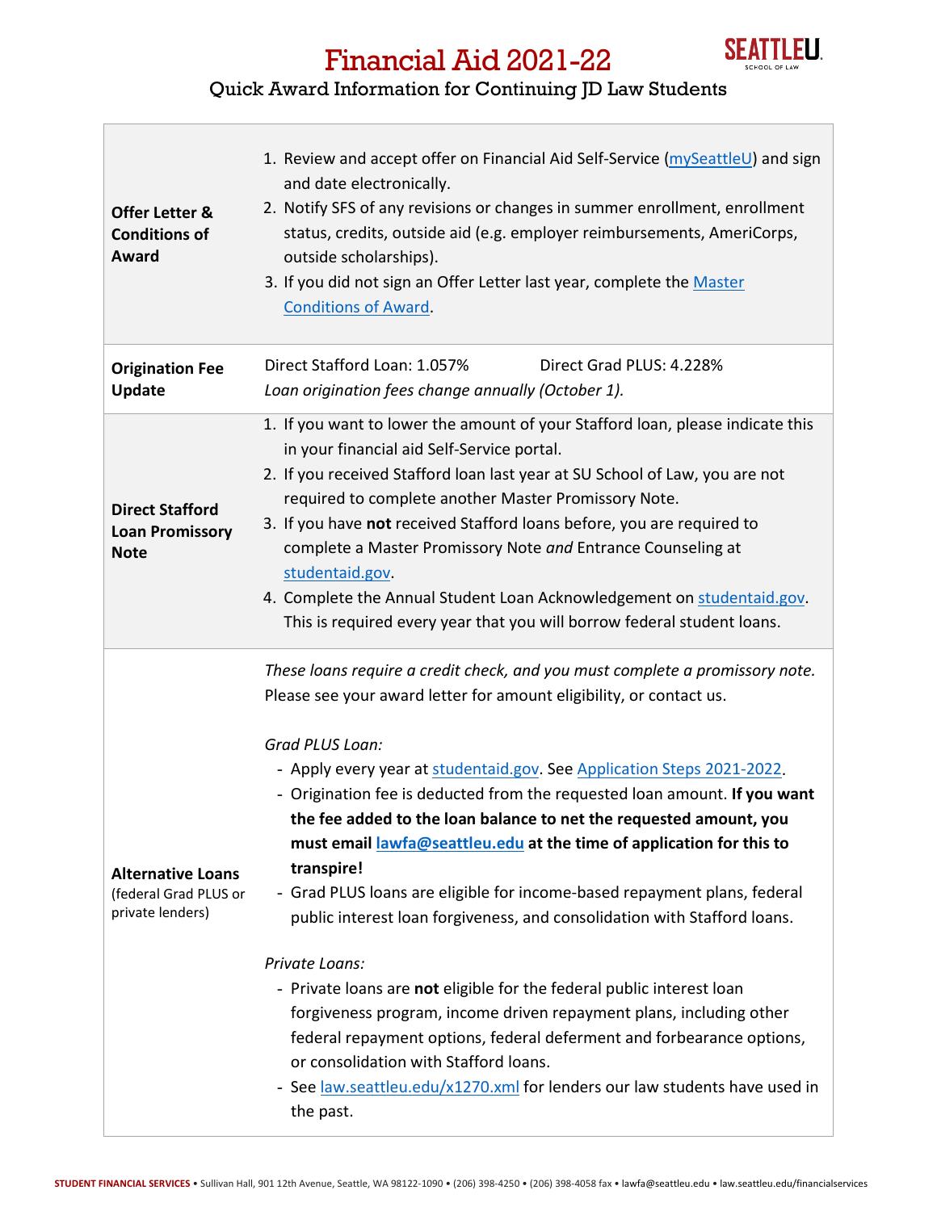# Financial Aid 2021-22

## Quick Award Information for Continuing JD Law Students

| | |
|---|---|
| **Offer Letter & Conditions of Award** | 1. Review and accept offer on Financial Aid Self-Service (mySeattleU) and sign and date electronically.<br>2. Notify SFS of any revisions or changes in summer enrollment, enrollment status, credits, outside aid (e.g. employer reimbursements, AmeriCorps, outside scholarships).<br>3. If you did not sign an Offer Letter last year, complete the Master Conditions of Award. |
| **Origination Fee Update** | Direct Stafford Loan: 1.057% Direct Grad PLUS: 4.228%<br>*Loan origination fees change annually (October 1).* |
| **Direct Stafford Loan Promissory Note** | 1. If you want to lower the amount of your Stafford loan, please indicate this in your financial aid Self-Service portal.<br>2. If you received Stafford loan last year at SU School of Law, you are not required to complete another Master Promissory Note.<br>3. If you have **not** received Stafford loans before, you are required to complete a Master Promissory Note *and* Entrance Counseling at studentaid.gov.<br>4. Complete the Annual Student Loan Acknowledgement on studentaid.gov. This is required every year that you will borrow federal student loans. |
| **Alternative Loans** (federal Grad PLUS or private lenders) | *These loans require a credit check, and you must complete a promissory note.* Please see your award letter for amount eligibility, or contact us.<br><br>*Grad PLUS Loan:*<br>- Apply every year at studentaid.gov. See Application Steps 2021-2022.<br>- Origination fee is deducted from the requested loan amount. **If you want the fee added to the loan balance to net the requested amount, you must email lawfa@seattleu.edu at the time of application for this to transpire!**<br>- Grad PLUS loans are eligible for income-based repayment plans, federal public interest loan forgiveness, and consolidation with Stafford loans.<br><br>*Private Loans:*<br>- Private loans are **not** eligible for the federal public interest loan forgiveness program, income driven repayment plans, including other federal repayment options, federal deferment and forbearance options, or consolidation with Stafford loans.<br>- See law.seattleu.edu/x1270.xml for lenders our law students have used in the past. |

**STUDENT FINANCIAL SERVICES** • Sullivan Hall, 901 12th Avenue, Seattle, WA 98122-1090 • (206) 398-4250 • (206) 398-4058 fax • lawfa@seattleu.edu • law.seattleu.edu/financialservices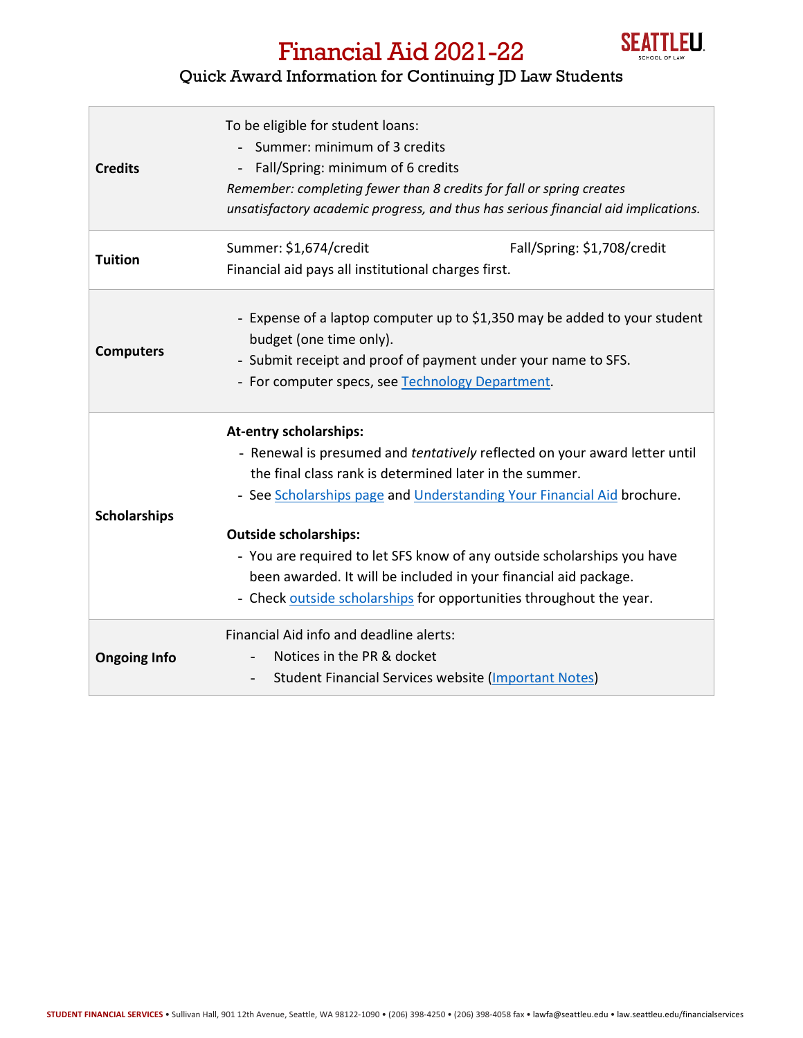# Financial Aid 2021-22

## Quick Award Information for Continuing JD Law Students

| | |
|---|---|
| **Credits** | To be eligible for student loans:<br>- Summer: minimum of 3 credits<br>- Fall/Spring: minimum of 6 credits<br>*Remember: completing fewer than 8 credits for fall or spring creates unsatisfactory academic progress, and thus has serious financial aid implications.* |
| **Tuition** | Summer: $1,674/credit     Fall/Spring: $1,708/credit<br>Financial aid pays all institutional charges first. |
| **Computers** | - Expense of a laptop computer up to $1,350 may be added to your student budget (one time only).<br>- Submit receipt and proof of payment under your name to SFS.<br>- For computer specs, see Technology Department. |
| **Scholarships** | **At-entry scholarships:**<br>- Renewal is presumed and *tentatively* reflected on your award letter until the final class rank is determined later in the summer.<br>- See Scholarships page and Understanding Your Financial Aid brochure.<br><br>**Outside scholarships:**<br>- You are required to let SFS know of any outside scholarships you have been awarded. It will be included in your financial aid package.<br>- Check outside scholarships for opportunities throughout the year. |
| **Ongoing Info** | Financial Aid info and deadline alerts:<br>- Notices in the PR & docket<br>- Student Financial Services website (Important Notes) |

**STUDENT FINANCIAL SERVICES** • Sullivan Hall, 901 12th Avenue, Seattle, WA 98122-1090 • (206) 398-4250 • (206) 398-4058 fax • lawfa@seattleu.edu • law.seattleu.edu/financialservices